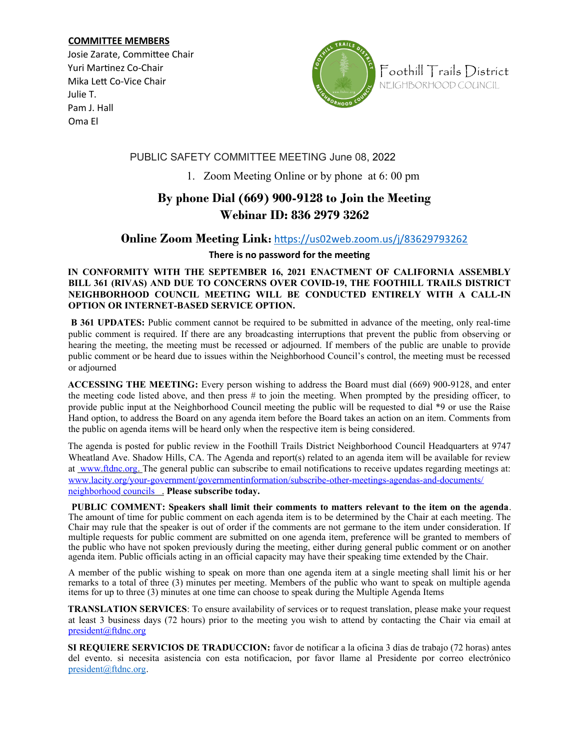**COMMITTEE MEMBERS**

Josie Zarate, Committee Chair
Yuri Martinez Co-Chair
Mika Lett Co-Vice Chair
Julie T.
Pam J. Hall
Oma El

Foothill Trails District
NEIGHBORHOOD COUNCIL

PUBLIC SAFETY COMMITTEE MEETING June 08, 2022

1. Zoom Meeting Online or by phone at 6: 00 pm

## By phone Dial (669) 900-9128 to Join the Meeting
## Webinar ID: 836 2979 3262

### Online Zoom Meeting Link: https://us02web.zoom.us/j/83629793262

**There is no password for the meeting**

**IN CONFORMITY WITH THE SEPTEMBER 16, 2021 ENACTMENT OF CALIFORNIA ASSEMBLY BILL 361 (RIVAS) AND DUE TO CONCERNS OVER COVID-19, THE FOOTHILL TRAILS DISTRICT NEIGHBORHOOD COUNCIL MEETING WILL BE CONDUCTED ENTIRELY WITH A CALL-IN OPTION OR INTERNET-BASED SERVICE OPTION.**

**B 361 UPDATES:** Public comment cannot be required to be submitted in advance of the meeting, only real-time public comment is required. If there are any broadcasting interruptions that prevent the public from observing or hearing the meeting, the meeting must be recessed or adjourned. If members of the public are unable to provide public comment or be heard due to issues within the Neighborhood Council's control, the meeting must be recessed or adjourned

**ACCESSING THE MEETING:** Every person wishing to address the Board must dial (669) 900-9128, and enter the meeting code listed above, and then press # to join the meeting. When prompted by the presiding officer, to provide public input at the Neighborhood Council meeting the public will be requested to dial *9 or use the Raise Hand option, to address the Board on any agenda item before the Board takes an action on an item. Comments from the public on agenda items will be heard only when the respective item is being considered.

The agenda is posted for public review in the Foothill Trails District Neighborhood Council Headquarters at 9747 Wheatland Ave. Shadow Hills, CA. The Agenda and report(s) related to an agenda item will be available for review at www.ftdnc.org. The general public can subscribe to email notifications to receive updates regarding meetings at: www.lacity.org/your-government/governmentinformation/subscribe-other-meetings-agendas-and-documents/neighborhood councils . **Please subscribe today.**

**PUBLIC COMMENT: Speakers shall limit their comments to matters relevant to the item on the agenda**. The amount of time for public comment on each agenda item is to be determined by the Chair at each meeting. The Chair may rule that the speaker is out of order if the comments are not germane to the item under consideration. If multiple requests for public comment are submitted on one agenda item, preference will be granted to members of the public who have not spoken previously during the meeting, either during general public comment or on another agenda item. Public officials acting in an official capacity may have their speaking time extended by the Chair.

A member of the public wishing to speak on more than one agenda item at a single meeting shall limit his or her remarks to a total of three (3) minutes per meeting. Members of the public who want to speak on multiple agenda items for up to three (3) minutes at one time can choose to speak during the Multiple Agenda Items

**TRANSLATION SERVICES**: To ensure availability of services or to request translation, please make your request at least 3 business days (72 hours) prior to the meeting you wish to attend by contacting the Chair via email at president@ftdnc.org

**SI REQUIERE SERVICIOS DE TRADUCCION:** favor de notificar a la oficina 3 días de trabajo (72 horas) antes del evento. si necesita asistencia con esta notificacion, por favor llame al Presidente por correo electrónico president@ftdnc.org.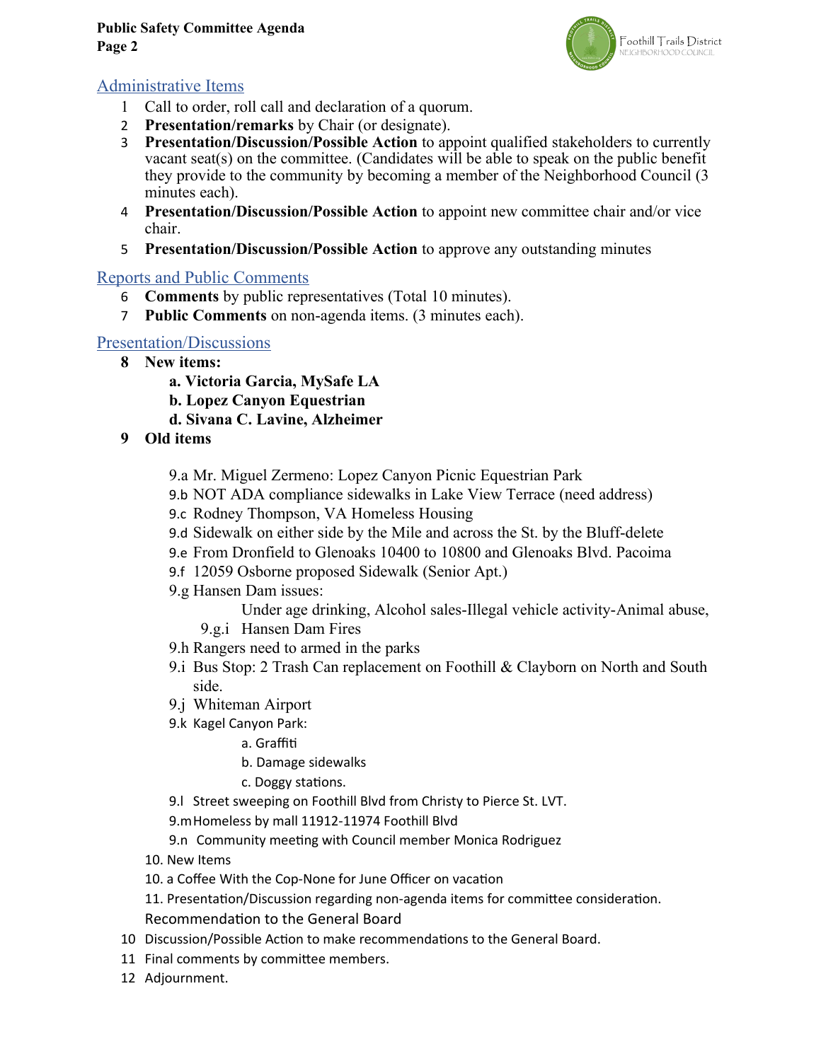## Administrative Items

1. Call to order, roll call and declaration of a quorum.
2. **Presentation/remarks** by Chair (or designate).
3. **Presentation/Discussion/Possible Action** to appoint qualified stakeholders to currently vacant seat(s) on the committee. (Candidates will be able to speak on the public benefit they provide to the community by becoming a member of the Neighborhood Council (3 minutes each).
4. **Presentation/Discussion/Possible Action** to appoint new committee chair and/or vice chair.
5. **Presentation/Discussion/Possible Action** to approve any outstanding minutes

## Reports and Public Comments

6. **Comments** by public representatives (Total 10 minutes).
7. **Public Comments** on non-agenda items. (3 minutes each).

## Presentation/Discussions

8. **New items:**
   - **a. Victoria Garcia, MySafe LA**
   - **b. Lopez Canyon Equestrian**
   - **d. Sivana C. Lavine, Alzheimer**
9. **Old items**
   - 9.a Mr. Miguel Zermeno: Lopez Canyon Picnic Equestrian Park
   - 9.b NOT ADA compliance sidewalks in Lake View Terrace (need address)
   - 9.c Rodney Thompson, VA Homeless Housing
   - 9.d Sidewalk on either side by the Mile and across the St. by the Bluff-delete
   - 9.e From Dronfield to Glenoaks 10400 to 10800 and Glenoaks Blvd. Pacoima
   - 9.f 12059 Osborne proposed Sidewalk (Senior Apt.)
   - 9.g Hansen Dam issues:
     - Under age drinking, Alcohol sales-Illegal vehicle activity-Animal abuse,
     - 9.g.i Hansen Dam Fires
   - 9.h Rangers need to armed in the parks
   - 9.i Bus Stop: 2 Trash Can replacement on Foothill & Clayborn on North and South side.
   - 9.j Whiteman Airport
   - 9.k Kagel Canyon Park:
     - a. Graffiti
     - b. Damage sidewalks
     - c. Doggy stations.
   - 9.l Street sweeping on Foothill Blvd from Christy to Pierce St. LVT.
   - 9.m Homeless by mall 11912-11974 Foothill Blvd
   - 9.n Community meeting with Council member Monica Rodriguez

   10\. New Items

   10\. a Coffee With the Cop-None for June Officer on vacation

   11\. Presentation/Discussion regarding non-agenda items for committee consideration.

   Recommendation to the General Board

10. Discussion/Possible Action to make recommendations to the General Board.
11. Final comments by committee members.
12. Adjournment.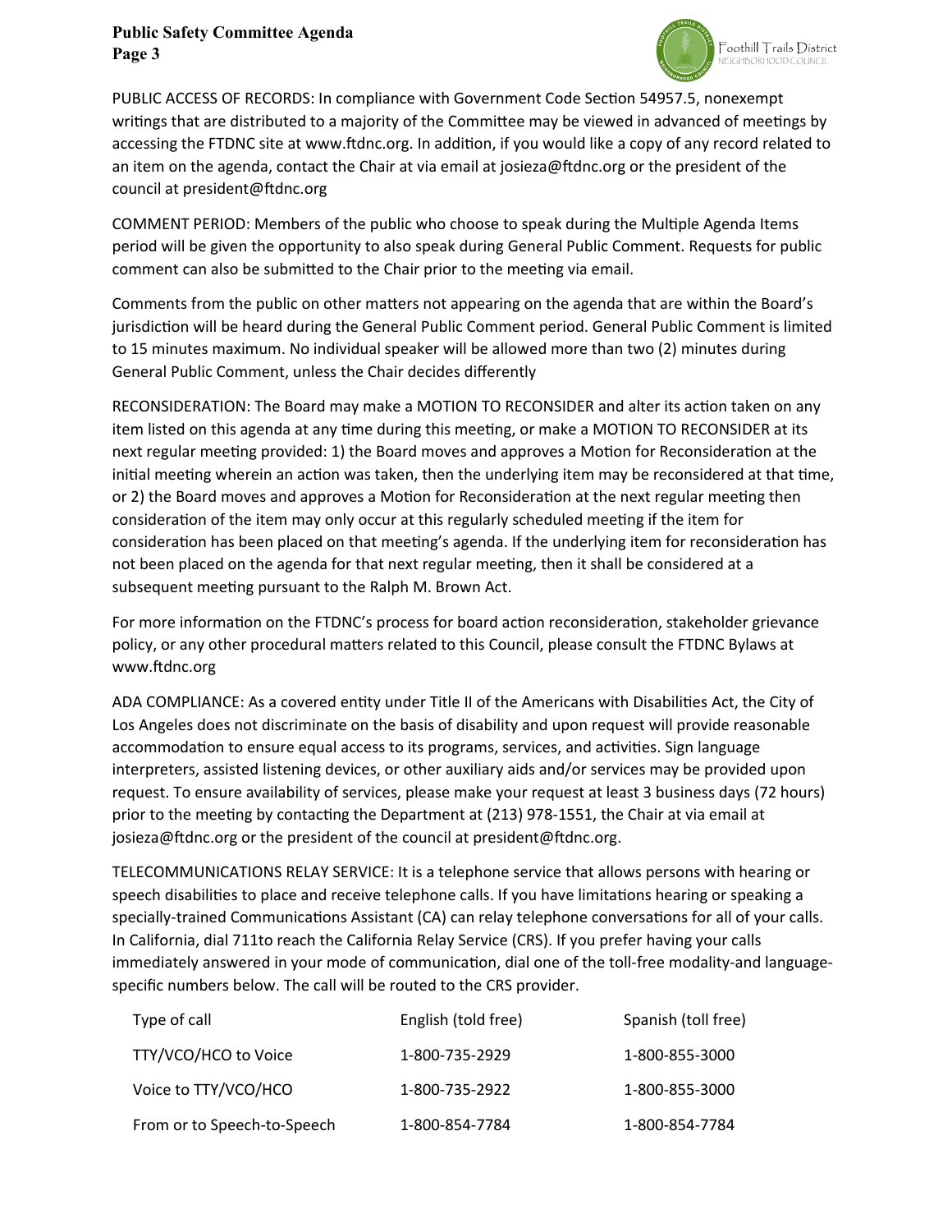PUBLIC ACCESS OF RECORDS: In compliance with Government Code Section 54957.5, nonexempt writings that are distributed to a majority of the Committee may be viewed in advanced of meetings by accessing the FTDNC site at www.ftdnc.org. In addition, if you would like a copy of any record related to an item on the agenda, contact the Chair at via email at josieza@ftdnc.org or the president of the council at president@ftdnc.org

COMMENT PERIOD: Members of the public who choose to speak during the Multiple Agenda Items period will be given the opportunity to also speak during General Public Comment. Requests for public comment can also be submitted to the Chair prior to the meeting via email.

Comments from the public on other matters not appearing on the agenda that are within the Board's jurisdiction will be heard during the General Public Comment period. General Public Comment is limited to 15 minutes maximum. No individual speaker will be allowed more than two (2) minutes during General Public Comment, unless the Chair decides differently

RECONSIDERATION: The Board may make a MOTION TO RECONSIDER and alter its action taken on any item listed on this agenda at any time during this meeting, or make a MOTION TO RECONSIDER at its next regular meeting provided: 1) the Board moves and approves a Motion for Reconsideration at the initial meeting wherein an action was taken, then the underlying item may be reconsidered at that time, or 2) the Board moves and approves a Motion for Reconsideration at the next regular meeting then consideration of the item may only occur at this regularly scheduled meeting if the item for consideration has been placed on that meeting's agenda. If the underlying item for reconsideration has not been placed on the agenda for that next regular meeting, then it shall be considered at a subsequent meeting pursuant to the Ralph M. Brown Act.

For more information on the FTDNC's process for board action reconsideration, stakeholder grievance policy, or any other procedural matters related to this Council, please consult the FTDNC Bylaws at www.ftdnc.org

ADA COMPLIANCE: As a covered entity under Title II of the Americans with Disabilities Act, the City of Los Angeles does not discriminate on the basis of disability and upon request will provide reasonable accommodation to ensure equal access to its programs, services, and activities. Sign language interpreters, assisted listening devices, or other auxiliary aids and/or services may be provided upon request. To ensure availability of services, please make your request at least 3 business days (72 hours) prior to the meeting by contacting the Department at (213) 978-1551, the Chair at via email at josieza@ftdnc.org or the president of the council at president@ftdnc.org.

TELECOMMUNICATIONS RELAY SERVICE: It is a telephone service that allows persons with hearing or speech disabilities to place and receive telephone calls. If you have limitations hearing or speaking a specially-trained Communications Assistant (CA) can relay telephone conversations for all of your calls. In California, dial 711to reach the California Relay Service (CRS). If you prefer having your calls immediately answered in your mode of communication, dial one of the toll-free modality-and language-specific numbers below. The call will be routed to the CRS provider.

| Type of call | English (told free) | Spanish (toll free) |
|---|---|---|
| TTY/VCO/HCO to Voice | 1-800-735-2929 | 1-800-855-3000 |
| Voice to TTY/VCO/HCO | 1-800-735-2922 | 1-800-855-3000 |
| From or to Speech-to-Speech | 1-800-854-7784 | 1-800-854-7784 |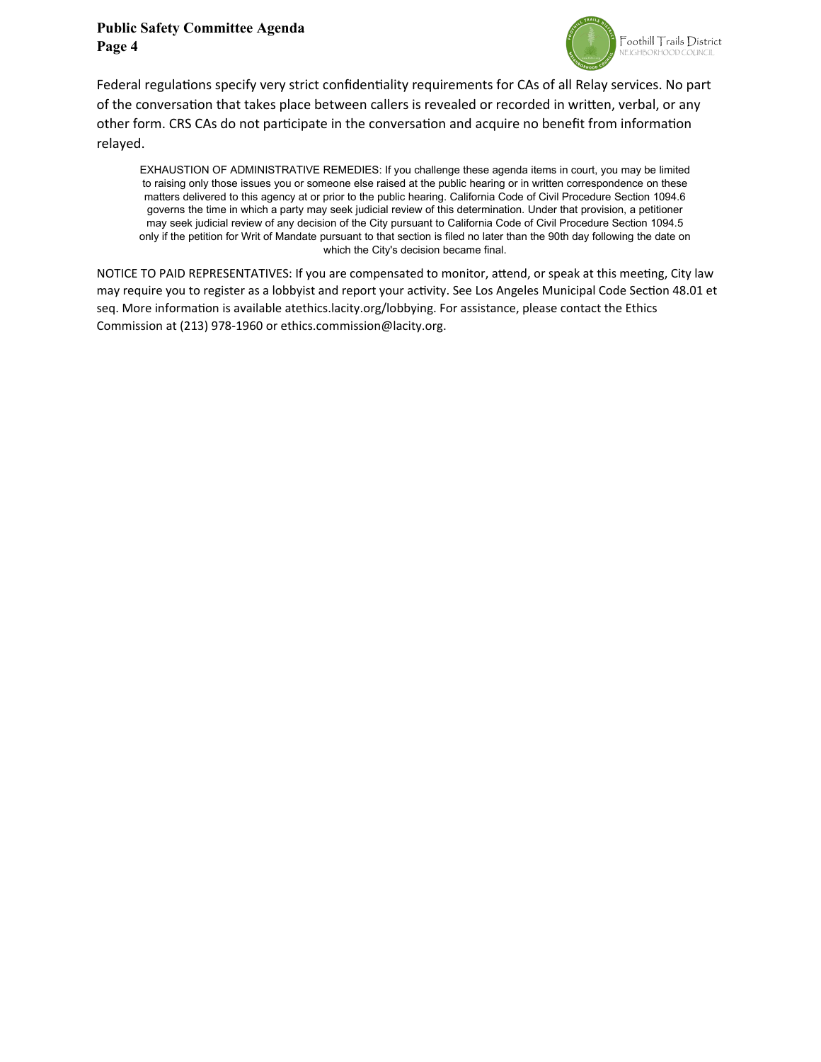Federal regulations specify very strict confidentiality requirements for CAs of all Relay services. No part of the conversation that takes place between callers is revealed or recorded in written, verbal, or any other form. CRS CAs do not participate in the conversation and acquire no benefit from information relayed.

> EXHAUSTION OF ADMINISTRATIVE REMEDIES: If you challenge these agenda items in court, you may be limited to raising only those issues you or someone else raised at the public hearing or in written correspondence on these matters delivered to this agency at or prior to the public hearing. California Code of Civil Procedure Section 1094.6 governs the time in which a party may seek judicial review of this determination. Under that provision, a petitioner may seek judicial review of any decision of the City pursuant to California Code of Civil Procedure Section 1094.5 only if the petition for Writ of Mandate pursuant to that section is filed no later than the 90th day following the date on which the City's decision became final.

NOTICE TO PAID REPRESENTATIVES: If you are compensated to monitor, attend, or speak at this meeting, City law may require you to register as a lobbyist and report your activity. See Los Angeles Municipal Code Section 48.01 et seq. More information is available atethics.lacity.org/lobbying. For assistance, please contact the Ethics Commission at (213) 978-1960 or ethics.commission@lacity.org.